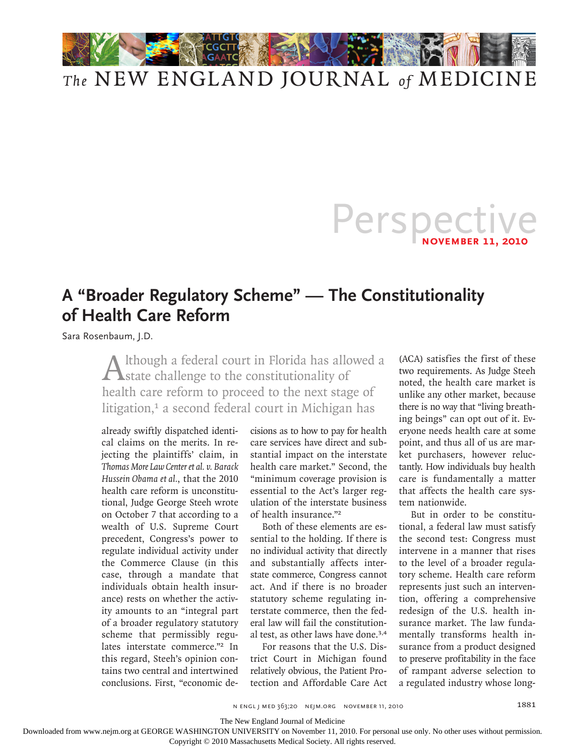Perspective

NOVEMBER 11, 2010

# A "Broader Regulatory Scheme" — The Constitutionality of Health Care Reform

Sara Rosenbaum, J.D.

Although a federal court in Florida has allowed a state challenge to the constitutionality of health care reform to proceed to the next stage of litigation,[1] a second federal court in Michigan has already swiftly dispatched identical claims on the merits. In rejecting the plaintiffs' claim, in *Thomas More Law Center et al. v. Barack Hussein Obama et al.*, that the 2010 health care reform is unconstitutional, Judge George Steeh wrote on October 7 that according to a wealth of U.S. Supreme Court precedent, Congress's power to regulate individual activity under the Commerce Clause (in this case, through a mandate that individuals obtain health insurance) rests on whether the activity amounts to an "integral part of a broader regulatory statutory scheme that permissibly regulates interstate commerce."[2] In this regard, Steeh's opinion contains two central and intertwined conclusions. First, "economic decisions as to how to pay for health care services have direct and substantial impact on the interstate health care market." Second, the "minimum coverage provision is essential to the Act's larger regulation of the interstate business of health insurance."[2]

Both of these elements are essential to the holding. If there is no individual activity that directly and substantially affects interstate commerce, Congress cannot act. And if there is no broader statutory scheme regulating interstate commerce, then the federal law will fail the constitutional test, as other laws have done.[3,4]

For reasons that the U.S. District Court in Michigan found relatively obvious, the Patient Protection and Affordable Care Act (ACA) satisfies the first of these two requirements. As Judge Steeh noted, the health care market is unlike any other market, because there is no way that "living breathing beings" can opt out of it. Everyone needs health care at some point, and thus all of us are market purchasers, however reluctantly. How individuals buy health care is fundamentally a matter that affects the health care system nationwide.

But in order to be constitutional, a federal law must satisfy the second test: Congress must intervene in a manner that rises to the level of a broader regulatory scheme. Health care reform represents just such an intervention, offering a comprehensive redesign of the U.S. health insurance market. The law fundamentally transforms health insurance from a product designed to preserve profitability in the face of rampant adverse selection to a regulated industry whose long-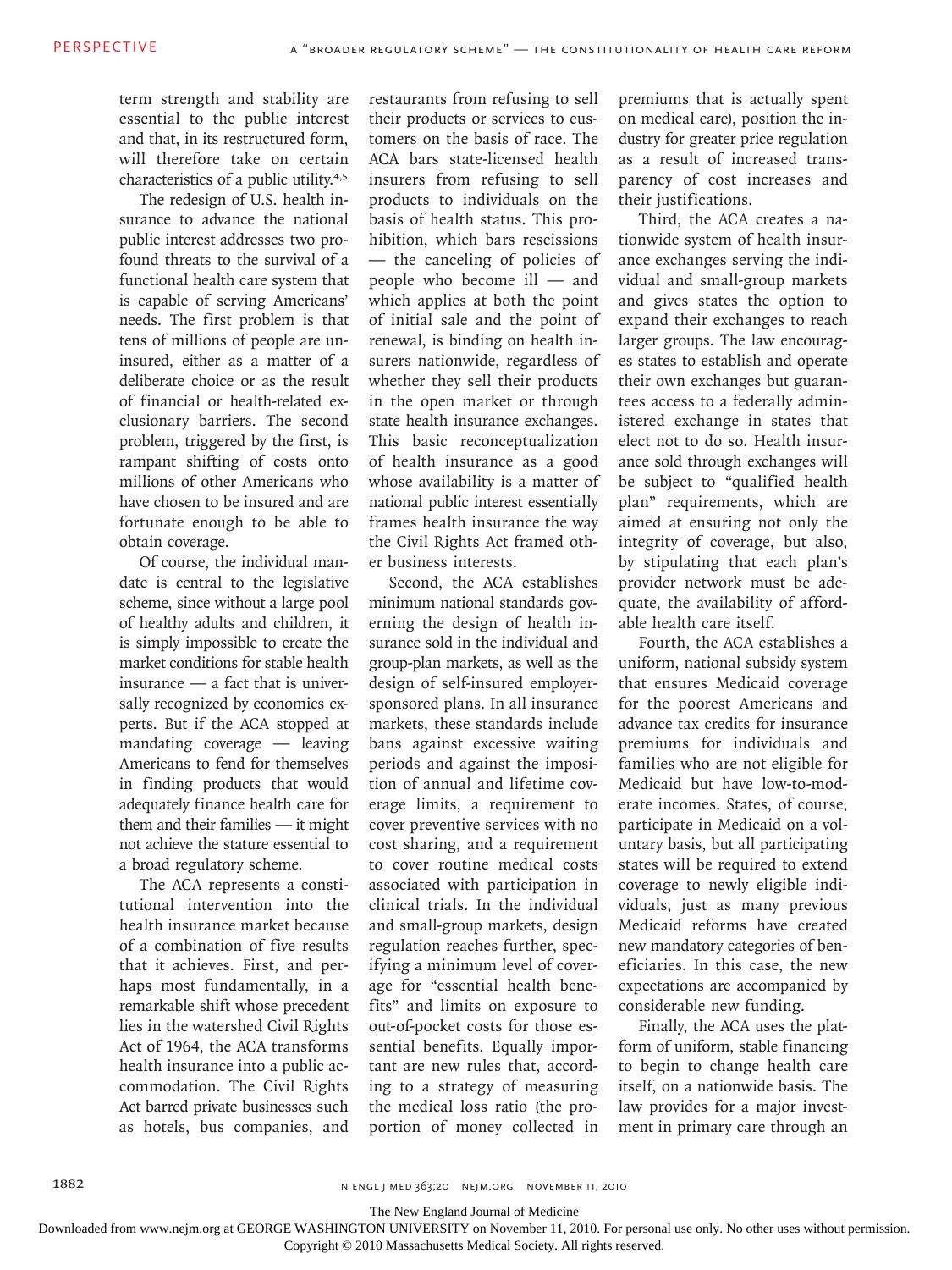term strength and stability are essential to the public interest and that, in its restructured form, will therefore take on certain characteristics of a public utility.[4,5]

The redesign of U.S. health insurance to advance the national public interest addresses two profound threats to the survival of a functional health care system that is capable of serving Americans' needs. The first problem is that tens of millions of people are uninsured, either as a matter of a deliberate choice or as the result of financial or health-related exclusionary barriers. The second problem, triggered by the first, is rampant shifting of costs onto millions of other Americans who have chosen to be insured and are fortunate enough to be able to obtain coverage.

Of course, the individual mandate is central to the legislative scheme, since without a large pool of healthy adults and children, it is simply impossible to create the market conditions for stable health insurance — a fact that is universally recognized by economics experts. But if the ACA stopped at mandating coverage — leaving Americans to fend for themselves in finding products that would adequately finance health care for them and their families — it might not achieve the stature essential to a broad regulatory scheme.

The ACA represents a constitutional intervention into the health insurance market because of a combination of five results that it achieves. First, and perhaps most fundamentally, in a remarkable shift whose precedent lies in the watershed Civil Rights Act of 1964, the ACA transforms health insurance into a public accommodation. The Civil Rights Act barred private businesses such as hotels, bus companies, and restaurants from refusing to sell their products or services to customers on the basis of race. The ACA bars state-licensed health insurers from refusing to sell products to individuals on the basis of health status. This prohibition, which bars rescissions — the canceling of policies of people who become ill — and which applies at both the point of initial sale and the point of renewal, is binding on health insurers nationwide, regardless of whether they sell their products in the open market or through state health insurance exchanges. This basic reconceptualization of health insurance as a good whose availability is a matter of national public interest essentially frames health insurance the way the Civil Rights Act framed other business interests.

Second, the ACA establishes minimum national standards governing the design of health insurance sold in the individual and group-plan markets, as well as the design of self-insured employer-sponsored plans. In all insurance markets, these standards include bans against excessive waiting periods and against the imposition of annual and lifetime coverage limits, a requirement to cover preventive services with no cost sharing, and a requirement to cover routine medical costs associated with participation in clinical trials. In the individual and small-group markets, design regulation reaches further, specifying a minimum level of coverage for "essential health benefits" and limits on exposure to out-of-pocket costs for those essential benefits. Equally important are new rules that, according to a strategy of measuring the medical loss ratio (the proportion of money collected in premiums that is actually spent on medical care), position the industry for greater price regulation as a result of increased transparency of cost increases and their justifications.

Third, the ACA creates a nationwide system of health insurance exchanges serving the individual and small-group markets and gives states the option to expand their exchanges to reach larger groups. The law encourages states to establish and operate their own exchanges but guarantees access to a federally administered exchange in states that elect not to do so. Health insurance sold through exchanges will be subject to "qualified health plan" requirements, which are aimed at ensuring not only the integrity of coverage, but also, by stipulating that each plan's provider network must be adequate, the availability of affordable health care itself.

Fourth, the ACA establishes a uniform, national subsidy system that ensures Medicaid coverage for the poorest Americans and advance tax credits for insurance premiums for individuals and families who are not eligible for Medicaid but have low-to-moderate incomes. States, of course, participate in Medicaid on a voluntary basis, but all participating states will be required to extend coverage to newly eligible individuals, just as many previous Medicaid reforms have created new mandatory categories of beneficiaries. In this case, the new expectations are accompanied by considerable new funding.

Finally, the ACA uses the platform of uniform, stable financing to begin to change health care itself, on a nationwide basis. The law provides for a major investment in primary care through an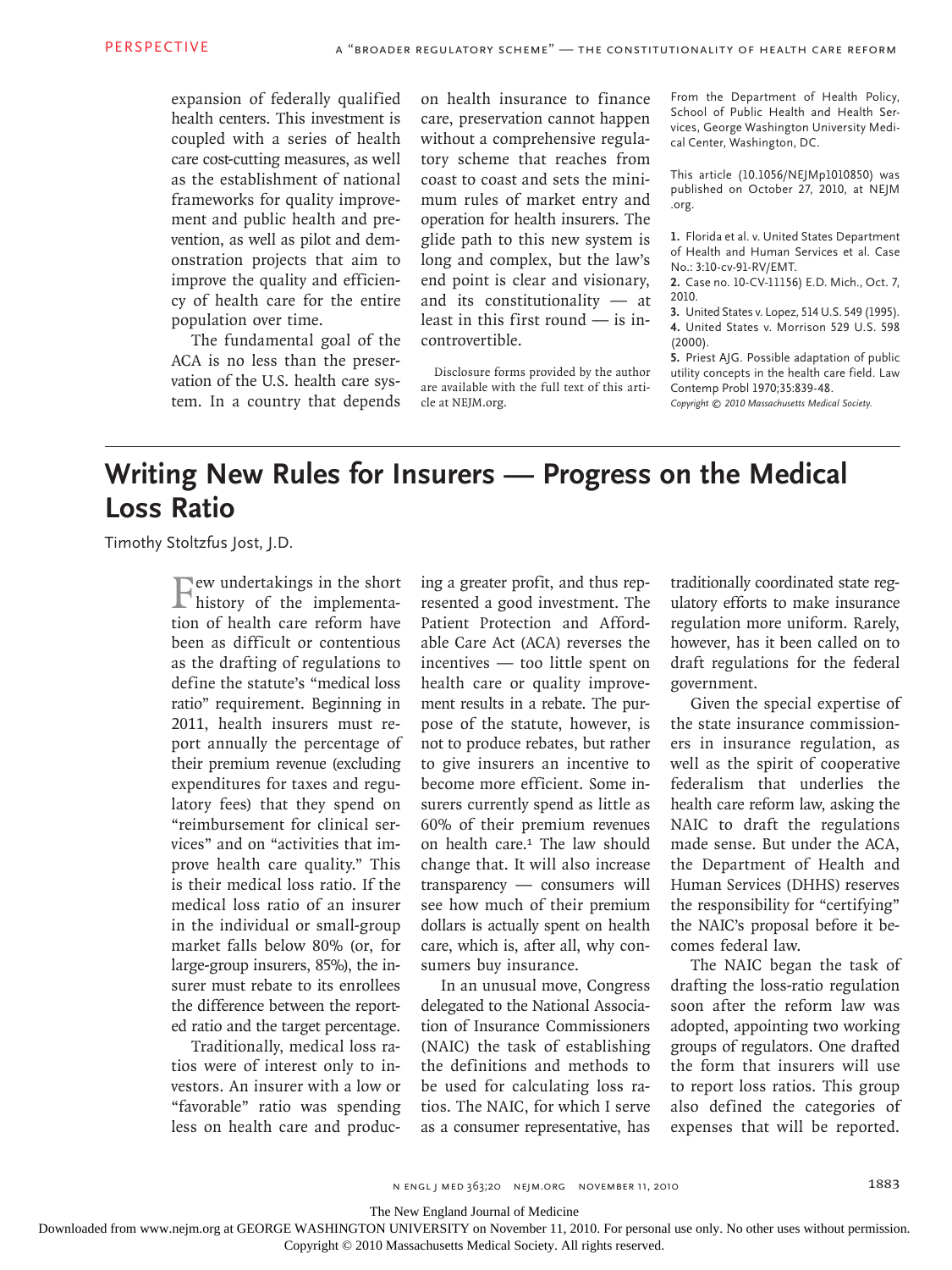expansion of federally qualified health centers. This investment is coupled with a series of health care cost-cutting measures, as well as the establishment of national frameworks for quality improvement and public health and prevention, as well as pilot and demonstration projects that aim to improve the quality and efficiency of health care for the entire population over time.

The fundamental goal of the ACA is no less than the preservation of the U.S. health care system. In a country that depends on health insurance to finance care, preservation cannot happen without a comprehensive regulatory scheme that reaches from coast to coast and sets the minimum rules of market entry and operation for health insurers. The glide path to this new system is long and complex, but the law's end point is clear and visionary, and its constitutionality — at least in this first round — is incontrovertible.

Disclosure forms provided by the author are available with the full text of this article at NEJM.org.

From the Department of Health Policy, School of Public Health and Health Services, George Washington University Medical Center, Washington, DC.

This article (10.1056/NEJMp1010850) was published on October 27, 2010, at NEJM.org.

1. Florida et al. v. United States Department of Health and Human Services et al. Case No.: 3:10-cv-91-RV/EMT.
2. Case no. 10-CV-11156) E.D. Mich., Oct. 7, 2010.
3. United States v. Lopez, 514 U.S. 549 (1995).
4. United States v. Morrison 529 U.S. 598 (2000).
5. Priest AJG. Possible adaptation of public utility concepts in the health care field. Law Contemp Probl 1970;35:839-48.

*Copyright © 2010 Massachusetts Medical Society.*

# Writing New Rules for Insurers — Progress on the Medical Loss Ratio

Timothy Stoltzfus Jost, J.D.

Few undertakings in the short history of the implementation of health care reform have been as difficult or contentious as the drafting of regulations to define the statute's "medical loss ratio" requirement. Beginning in 2011, health insurers must report annually the percentage of their premium revenue (excluding expenditures for taxes and regulatory fees) that they spend on "reimbursement for clinical services" and on "activities that improve health care quality." This is their medical loss ratio. If the medical loss ratio of an insurer in the individual or small-group market falls below 80% (or, for large-group insurers, 85%), the insurer must rebate to its enrollees the difference between the reported ratio and the target percentage.

Traditionally, medical loss ratios were of interest only to investors. An insurer with a low or "favorable" ratio was spending less on health care and producing a greater profit, and thus represented a good investment. The Patient Protection and Affordable Care Act (ACA) reverses the incentives — too little spent on health care or quality improvement results in a rebate. The purpose of the statute, however, is not to produce rebates, but rather to give insurers an incentive to become more efficient. Some insurers currently spend as little as 60% of their premium revenues on health care.[1] The law should change that. It will also increase transparency — consumers will see how much of their premium dollars is actually spent on health care, which is, after all, why consumers buy insurance.

In an unusual move, Congress delegated to the National Association of Insurance Commissioners (NAIC) the task of establishing the definitions and methods to be used for calculating loss ratios. The NAIC, for which I serve as a consumer representative, has traditionally coordinated state regulatory efforts to make insurance regulation more uniform. Rarely, however, has it been called on to draft regulations for the federal government.

Given the special expertise of the state insurance commissioners in insurance regulation, as well as the spirit of cooperative federalism that underlies the health care reform law, asking the NAIC to draft the regulations made sense. But under the ACA, the Department of Health and Human Services (DHHS) reserves the responsibility for "certifying" the NAIC's proposal before it becomes federal law.

The NAIC began the task of drafting the loss-ratio regulation soon after the reform law was adopted, appointing two working groups of regulators. One drafted the form that insurers will use to report loss ratios. This group also defined the categories of expenses that will be reported.